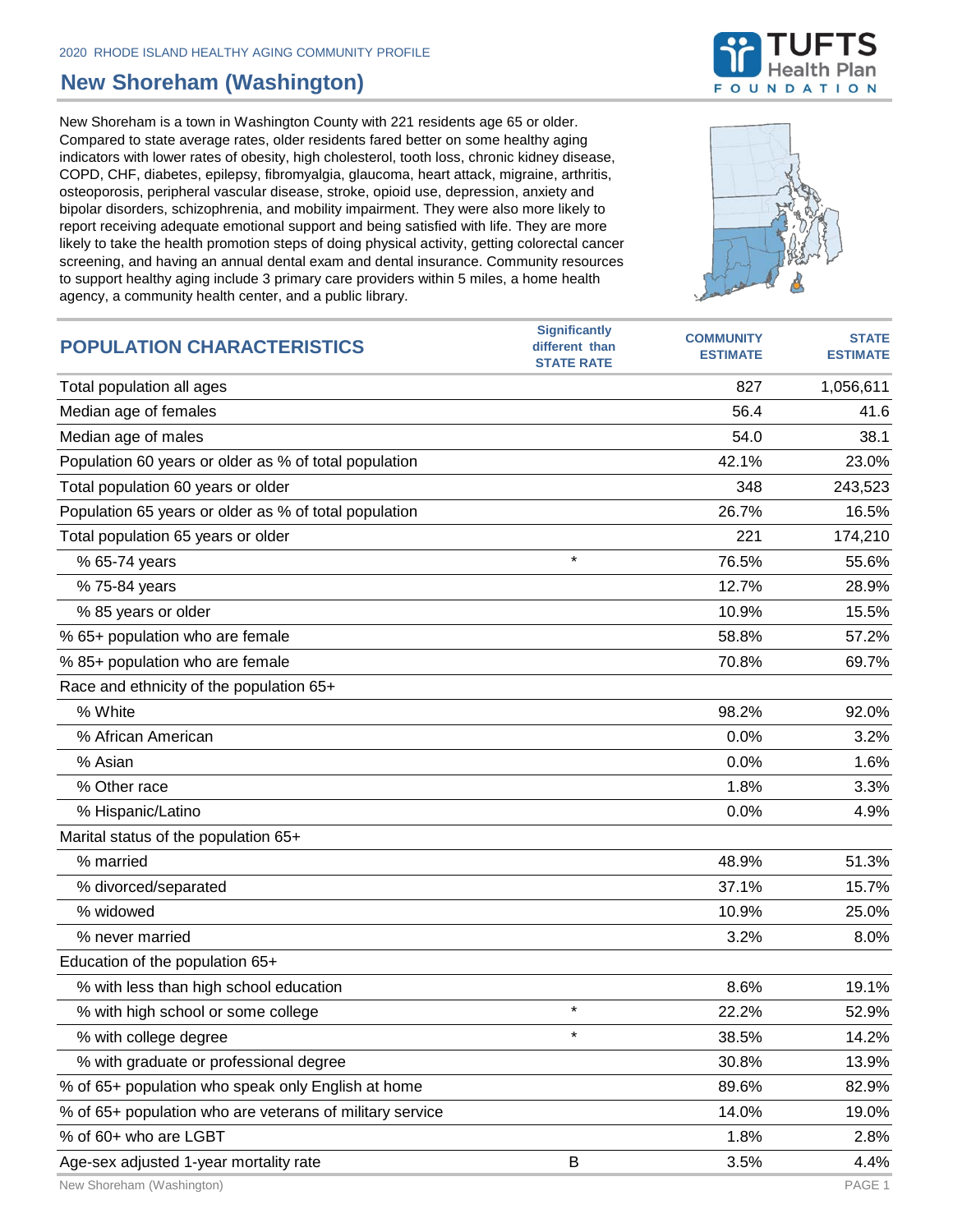2020 RHODE ISLAND HEALTHY AGING COMMUNITY PROFILE

# New Shoreham (Washington)

New Shoreham is a town in Washington County with 221 residents age 65 or older. Compared to state average rates, older residents fared better on some healthy aging indicators with lower rates of obesity, high cholesterol, tooth loss, chronic kidney disease, COPD, CHF, diabetes, epilepsy, fibromyalgia, glaucoma, heart attack, migraine, arthritis, osteoporosis, peripheral vascular disease, stroke, opioid use, depression, anxiety and bipolar disorders, schizophrenia, and mobility impairment. They were also more likely to report receiving adequate emotional support and being satisfied with life. They are more likely to take the health promotion steps of doing physical activity, getting colorectal cancer screening, and having an annual dental exam and dental insurance. Community resources to support healthy aging include 3 primary care providers within 5 miles, a home health agency, a community health center, and a public library.

| POPULATION CHARACTERISTICS | Significantly different than STATE RATE | COMMUNITY ESTIMATE | STATE ESTIMATE |
|---|---|---|---|
| Total population all ages | | 827 | 1,056,611 |
| Median age of females | | 56.4 | 41.6 |
| Median age of males | | 54.0 | 38.1 |
| Population 60 years or older as % of total population | | 42.1% | 23.0% |
| Total population 60 years or older | | 348 | 243,523 |
| Population 65 years or older as % of total population | | 26.7% | 16.5% |
| Total population 65 years or older | | 221 | 174,210 |
| % 65-74 years | * | 76.5% | 55.6% |
| % 75-84 years | | 12.7% | 28.9% |
| % 85 years or older | | 10.9% | 15.5% |
| % 65+ population who are female | | 58.8% | 57.2% |
| % 85+ population who are female | | 70.8% | 69.7% |
| Race and ethnicity of the population 65+ | | | |
| % White | | 98.2% | 92.0% |
| % African American | | 0.0% | 3.2% |
| % Asian | | 0.0% | 1.6% |
| % Other race | | 1.8% | 3.3% |
| % Hispanic/Latino | | 0.0% | 4.9% |
| Marital status of the population 65+ | | | |
| % married | | 48.9% | 51.3% |
| % divorced/separated | | 37.1% | 15.7% |
| % widowed | | 10.9% | 25.0% |
| % never married | | 3.2% | 8.0% |
| Education of the population 65+ | | | |
| % with less than high school education | | 8.6% | 19.1% |
| % with high school or some college | * | 22.2% | 52.9% |
| % with college degree | * | 38.5% | 14.2% |
| % with graduate or professional degree | | 30.8% | 13.9% |
| % of 65+ population who speak only English at home | | 89.6% | 82.9% |
| % of 65+ population who are veterans of military service | | 14.0% | 19.0% |
| % of 60+ who are LGBT | | 1.8% | 2.8% |
| Age-sex adjusted 1-year mortality rate | B | 3.5% | 4.4% |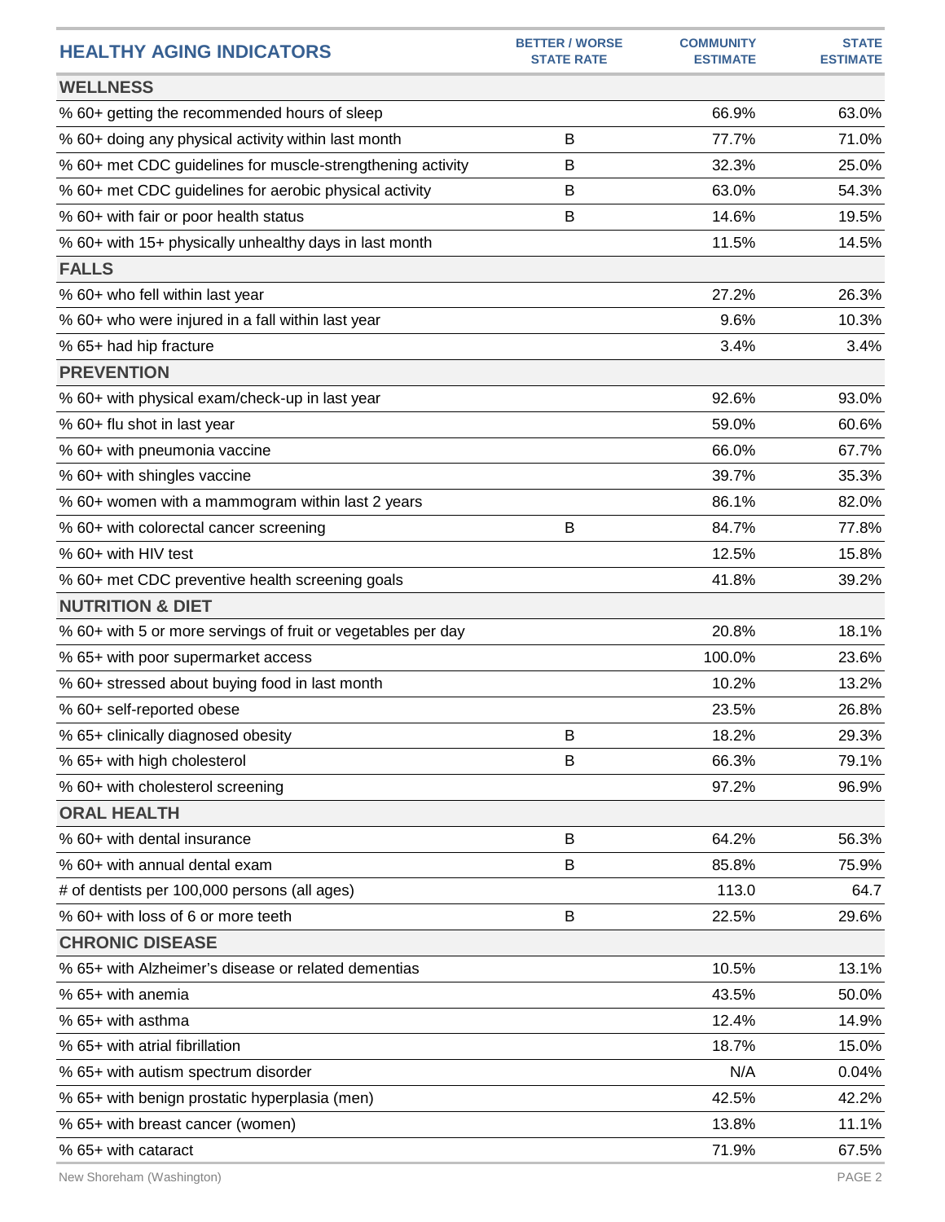| HEALTHY AGING INDICATORS | BETTER / WORSE STATE RATE | COMMUNITY ESTIMATE | STATE ESTIMATE |
|---|---|---|---|
| **WELLNESS** | | | |
| % 60+ getting the recommended hours of sleep | | 66.9% | 63.0% |
| % 60+ doing any physical activity within last month | B | 77.7% | 71.0% |
| % 60+ met CDC guidelines for muscle-strengthening activity | B | 32.3% | 25.0% |
| % 60+ met CDC guidelines for aerobic physical activity | B | 63.0% | 54.3% |
| % 60+ with fair or poor health status | B | 14.6% | 19.5% |
| % 60+ with 15+ physically unhealthy days in last month | | 11.5% | 14.5% |
| **FALLS** | | | |
| % 60+ who fell within last year | | 27.2% | 26.3% |
| % 60+ who were injured in a fall within last year | | 9.6% | 10.3% |
| % 65+ had hip fracture | | 3.4% | 3.4% |
| **PREVENTION** | | | |
| % 60+ with physical exam/check-up in last year | | 92.6% | 93.0% |
| % 60+ flu shot in last year | | 59.0% | 60.6% |
| % 60+ with pneumonia vaccine | | 66.0% | 67.7% |
| % 60+ with shingles vaccine | | 39.7% | 35.3% |
| % 60+ women with a mammogram within last 2 years | | 86.1% | 82.0% |
| % 60+ with colorectal cancer screening | B | 84.7% | 77.8% |
| % 60+ with HIV test | | 12.5% | 15.8% |
| % 60+ met CDC preventive health screening goals | | 41.8% | 39.2% |
| **NUTRITION & DIET** | | | |
| % 60+ with 5 or more servings of fruit or vegetables per day | | 20.8% | 18.1% |
| % 65+ with poor supermarket access | | 100.0% | 23.6% |
| % 60+ stressed about buying food in last month | | 10.2% | 13.2% |
| % 60+ self-reported obese | | 23.5% | 26.8% |
| % 65+ clinically diagnosed obesity | B | 18.2% | 29.3% |
| % 65+ with high cholesterol | B | 66.3% | 79.1% |
| % 60+ with cholesterol screening | | 97.2% | 96.9% |
| **ORAL HEALTH** | | | |
| % 60+ with dental insurance | B | 64.2% | 56.3% |
| % 60+ with annual dental exam | B | 85.8% | 75.9% |
| # of dentists per 100,000 persons (all ages) | | 113.0 | 64.7 |
| % 60+ with loss of 6 or more teeth | B | 22.5% | 29.6% |
| **CHRONIC DISEASE** | | | |
| % 65+ with Alzheimer's disease or related dementias | | 10.5% | 13.1% |
| % 65+ with anemia | | 43.5% | 50.0% |
| % 65+ with asthma | | 12.4% | 14.9% |
| % 65+ with atrial fibrillation | | 18.7% | 15.0% |
| % 65+ with autism spectrum disorder | | N/A | 0.04% |
| % 65+ with benign prostatic hyperplasia (men) | | 42.5% | 42.2% |
| % 65+ with breast cancer (women) | | 13.8% | 11.1% |
| % 65+ with cataract | | 71.9% | 67.5% |

New Shoreham (Washington)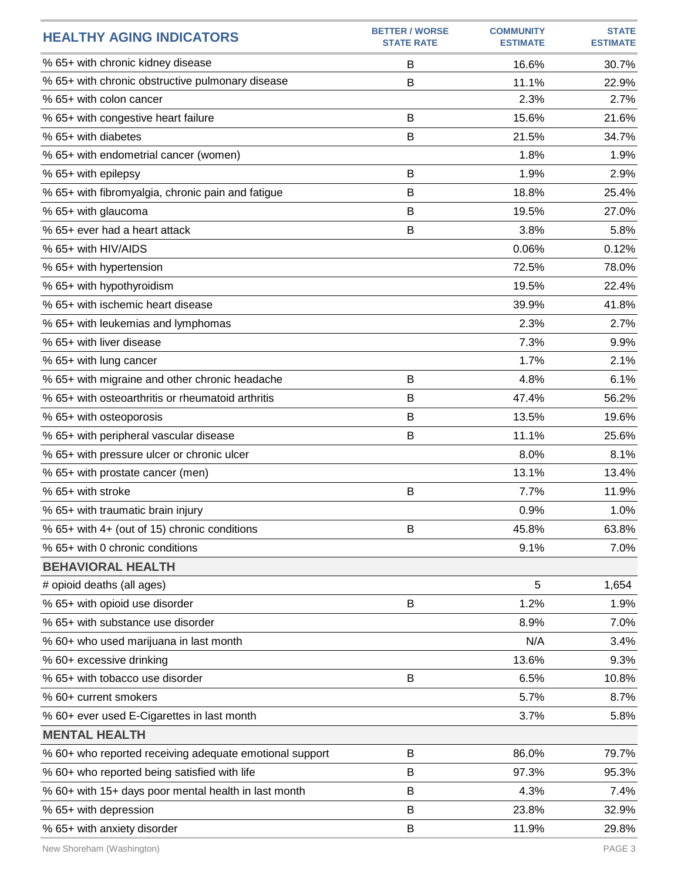| HEALTHY AGING INDICATORS | BETTER / WORSE STATE RATE | COMMUNITY ESTIMATE | STATE ESTIMATE |
|---|---|---|---|
| % 65+ with chronic kidney disease | B | 16.6% | 30.7% |
| % 65+ with chronic obstructive pulmonary disease | B | 11.1% | 22.9% |
| % 65+ with colon cancer | | 2.3% | 2.7% |
| % 65+ with congestive heart failure | B | 15.6% | 21.6% |
| % 65+ with diabetes | B | 21.5% | 34.7% |
| % 65+ with endometrial cancer (women) | | 1.8% | 1.9% |
| % 65+ with epilepsy | B | 1.9% | 2.9% |
| % 65+ with fibromyalgia, chronic pain and fatigue | B | 18.8% | 25.4% |
| % 65+ with glaucoma | B | 19.5% | 27.0% |
| % 65+ ever had a heart attack | B | 3.8% | 5.8% |
| % 65+ with HIV/AIDS | | 0.06% | 0.12% |
| % 65+ with hypertension | | 72.5% | 78.0% |
| % 65+ with hypothyroidism | | 19.5% | 22.4% |
| % 65+ with ischemic heart disease | | 39.9% | 41.8% |
| % 65+ with leukemias and lymphomas | | 2.3% | 2.7% |
| % 65+ with liver disease | | 7.3% | 9.9% |
| % 65+ with lung cancer | | 1.7% | 2.1% |
| % 65+ with migraine and other chronic headache | B | 4.8% | 6.1% |
| % 65+ with osteoarthritis or rheumatoid arthritis | B | 47.4% | 56.2% |
| % 65+ with osteoporosis | B | 13.5% | 19.6% |
| % 65+ with peripheral vascular disease | B | 11.1% | 25.6% |
| % 65+ with pressure ulcer or chronic ulcer | | 8.0% | 8.1% |
| % 65+ with prostate cancer (men) | | 13.1% | 13.4% |
| % 65+ with stroke | B | 7.7% | 11.9% |
| % 65+ with traumatic brain injury | | 0.9% | 1.0% |
| % 65+ with 4+ (out of 15) chronic conditions | B | 45.8% | 63.8% |
| % 65+ with 0 chronic conditions | | 9.1% | 7.0% |
| **BEHAVIORAL HEALTH** | | | |
| # opioid deaths (all ages) | | 5 | 1,654 |
| % 65+ with opioid use disorder | B | 1.2% | 1.9% |
| % 65+ with substance use disorder | | 8.9% | 7.0% |
| % 60+ who used marijuana in last month | | N/A | 3.4% |
| % 60+ excessive drinking | | 13.6% | 9.3% |
| % 65+ with tobacco use disorder | B | 6.5% | 10.8% |
| % 60+ current smokers | | 5.7% | 8.7% |
| % 60+ ever used E-Cigarettes in last month | | 3.7% | 5.8% |
| **MENTAL HEALTH** | | | |
| % 60+ who reported receiving adequate emotional support | B | 86.0% | 79.7% |
| % 60+ who reported being satisfied with life | B | 97.3% | 95.3% |
| % 60+ with 15+ days poor mental health in last month | B | 4.3% | 7.4% |
| % 65+ with depression | B | 23.8% | 32.9% |
| % 65+ with anxiety disorder | B | 11.9% | 29.8% |

New Shoreham (Washington)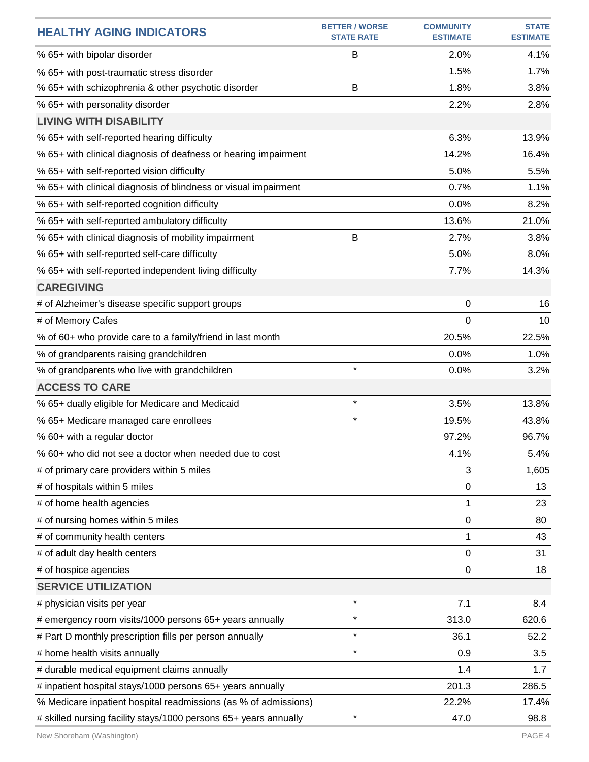| HEALTHY AGING INDICATORS | BETTER / WORSE STATE RATE | COMMUNITY ESTIMATE | STATE ESTIMATE |
|---|---|---|---|
| % 65+ with bipolar disorder | B | 2.0% | 4.1% |
| % 65+ with post-traumatic stress disorder | | 1.5% | 1.7% |
| % 65+ with schizophrenia & other psychotic disorder | B | 1.8% | 3.8% |
| % 65+ with personality disorder | | 2.2% | 2.8% |
| **LIVING WITH DISABILITY** | | | |
| % 65+ with self-reported hearing difficulty | | 6.3% | 13.9% |
| % 65+ with clinical diagnosis of deafness or hearing impairment | | 14.2% | 16.4% |
| % 65+ with self-reported vision difficulty | | 5.0% | 5.5% |
| % 65+ with clinical diagnosis of blindness or visual impairment | | 0.7% | 1.1% |
| % 65+ with self-reported cognition difficulty | | 0.0% | 8.2% |
| % 65+ with self-reported ambulatory difficulty | | 13.6% | 21.0% |
| % 65+ with clinical diagnosis of mobility impairment | B | 2.7% | 3.8% |
| % 65+ with self-reported self-care difficulty | | 5.0% | 8.0% |
| % 65+ with self-reported independent living difficulty | | 7.7% | 14.3% |
| **CAREGIVING** | | | |
| # of Alzheimer's disease specific support groups | | 0 | 16 |
| # of Memory Cafes | | 0 | 10 |
| % of 60+ who provide care to a family/friend in last month | | 20.5% | 22.5% |
| % of grandparents raising grandchildren | | 0.0% | 1.0% |
| % of grandparents who live with grandchildren | * | 0.0% | 3.2% |
| **ACCESS TO CARE** | | | |
| % 65+ dually eligible for Medicare and Medicaid | * | 3.5% | 13.8% |
| % 65+ Medicare managed care enrollees | * | 19.5% | 43.8% |
| % 60+ with a regular doctor | | 97.2% | 96.7% |
| % 60+ who did not see a doctor when needed due to cost | | 4.1% | 5.4% |
| # of primary care providers within 5 miles | | 3 | 1,605 |
| # of hospitals within 5 miles | | 0 | 13 |
| # of home health agencies | | 1 | 23 |
| # of nursing homes within 5 miles | | 0 | 80 |
| # of community health centers | | 1 | 43 |
| # of adult day health centers | | 0 | 31 |
| # of hospice agencies | | 0 | 18 |
| **SERVICE UTILIZATION** | | | |
| # physician visits per year | * | 7.1 | 8.4 |
| # emergency room visits/1000 persons 65+ years annually | * | 313.0 | 620.6 |
| # Part D monthly prescription fills per person annually | * | 36.1 | 52.2 |
| # home health visits annually | * | 0.9 | 3.5 |
| # durable medical equipment claims annually | | 1.4 | 1.7 |
| # inpatient hospital stays/1000 persons 65+ years annually | | 201.3 | 286.5 |
| % Medicare inpatient hospital readmissions (as % of admissions) | | 22.2% | 17.4% |
| # skilled nursing facility stays/1000 persons 65+ years annually | * | 47.0 | 98.8 |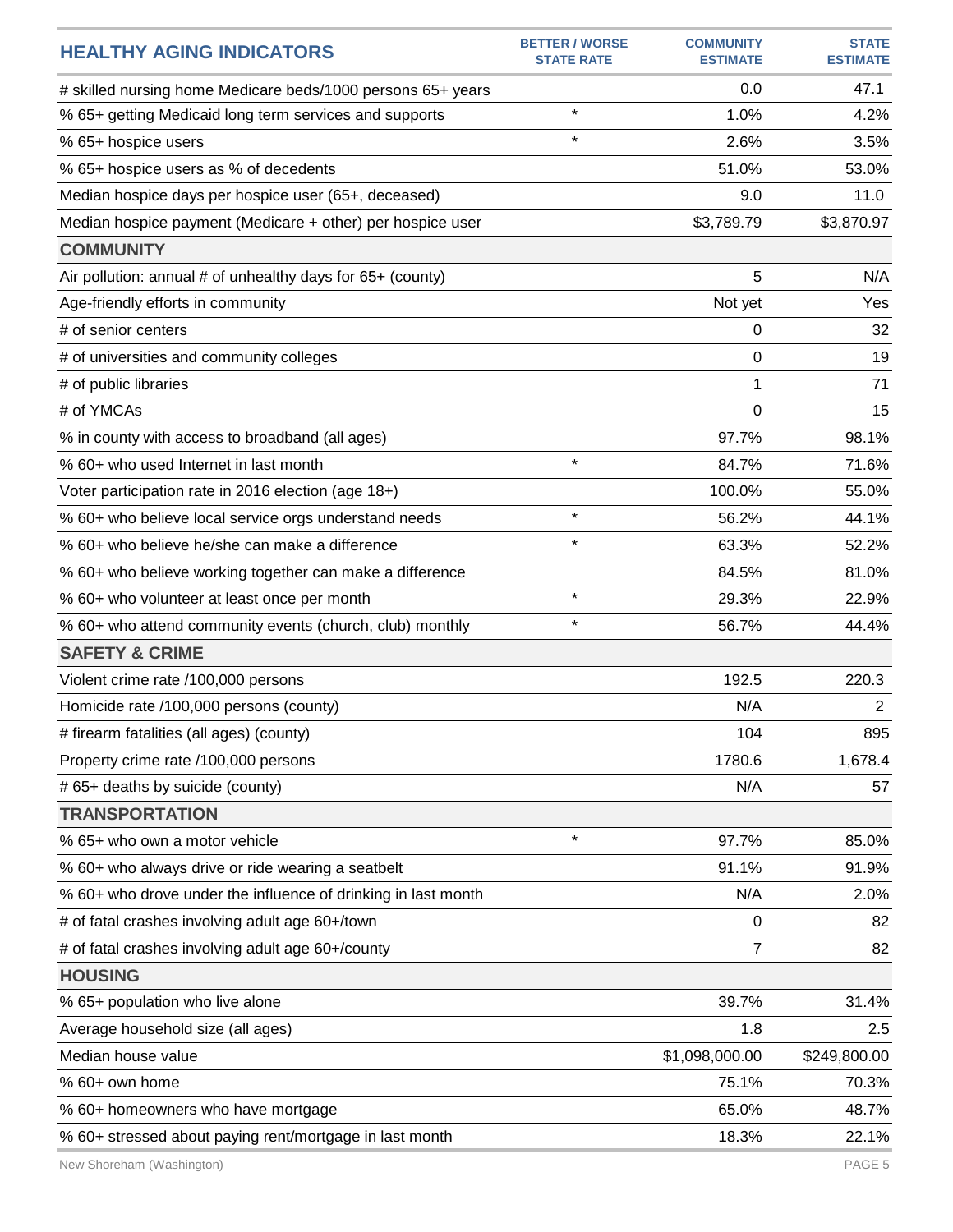| HEALTHY AGING INDICATORS | BETTER / WORSE STATE RATE | COMMUNITY ESTIMATE | STATE ESTIMATE |
|---|---|---|---|
| # skilled nursing home Medicare beds/1000 persons 65+ years | | 0.0 | 47.1 |
| % 65+ getting Medicaid long term services and supports | * | 1.0% | 4.2% |
| % 65+ hospice users | * | 2.6% | 3.5% |
| % 65+ hospice users as % of decedents | | 51.0% | 53.0% |
| Median hospice days per hospice user (65+, deceased) | | 9.0 | 11.0 |
| Median hospice payment (Medicare + other) per hospice user | | $3,789.79 | $3,870.97 |
| **COMMUNITY** | | | |
| Air pollution: annual # of unhealthy days for 65+ (county) | | 5 | N/A |
| Age-friendly efforts in community | | Not yet | Yes |
| # of senior centers | | 0 | 32 |
| # of universities and community colleges | | 0 | 19 |
| # of public libraries | | 1 | 71 |
| # of YMCAs | | 0 | 15 |
| % in county with access to broadband (all ages) | | 97.7% | 98.1% |
| % 60+ who used Internet in last month | * | 84.7% | 71.6% |
| Voter participation rate in 2016 election (age 18+) | | 100.0% | 55.0% |
| % 60+ who believe local service orgs understand needs | * | 56.2% | 44.1% |
| % 60+ who believe he/she can make a difference | * | 63.3% | 52.2% |
| % 60+ who believe working together can make a difference | | 84.5% | 81.0% |
| % 60+ who volunteer at least once per month | * | 29.3% | 22.9% |
| % 60+ who attend community events (church, club) monthly | * | 56.7% | 44.4% |
| **SAFETY & CRIME** | | | |
| Violent crime rate /100,000 persons | | 192.5 | 220.3 |
| Homicide rate /100,000 persons (county) | | N/A | 2 |
| # firearm fatalities (all ages) (county) | | 104 | 895 |
| Property crime rate /100,000 persons | | 1780.6 | 1,678.4 |
| # 65+ deaths by suicide (county) | | N/A | 57 |
| **TRANSPORTATION** | | | |
| % 65+ who own a motor vehicle | * | 97.7% | 85.0% |
| % 60+ who always drive or ride wearing a seatbelt | | 91.1% | 91.9% |
| % 60+ who drove under the influence of drinking in last month | | N/A | 2.0% |
| # of fatal crashes involving adult age 60+/town | | 0 | 82 |
| # of fatal crashes involving adult age 60+/county | | 7 | 82 |
| **HOUSING** | | | |
| % 65+ population who live alone | | 39.7% | 31.4% |
| Average household size (all ages) | | 1.8 | 2.5 |
| Median house value | | $1,098,000.00 | $249,800.00 |
| % 60+ own home | | 75.1% | 70.3% |
| % 60+ homeowners who have mortgage | | 65.0% | 48.7% |
| % 60+ stressed about paying rent/mortgage in last month | | 18.3% | 22.1% |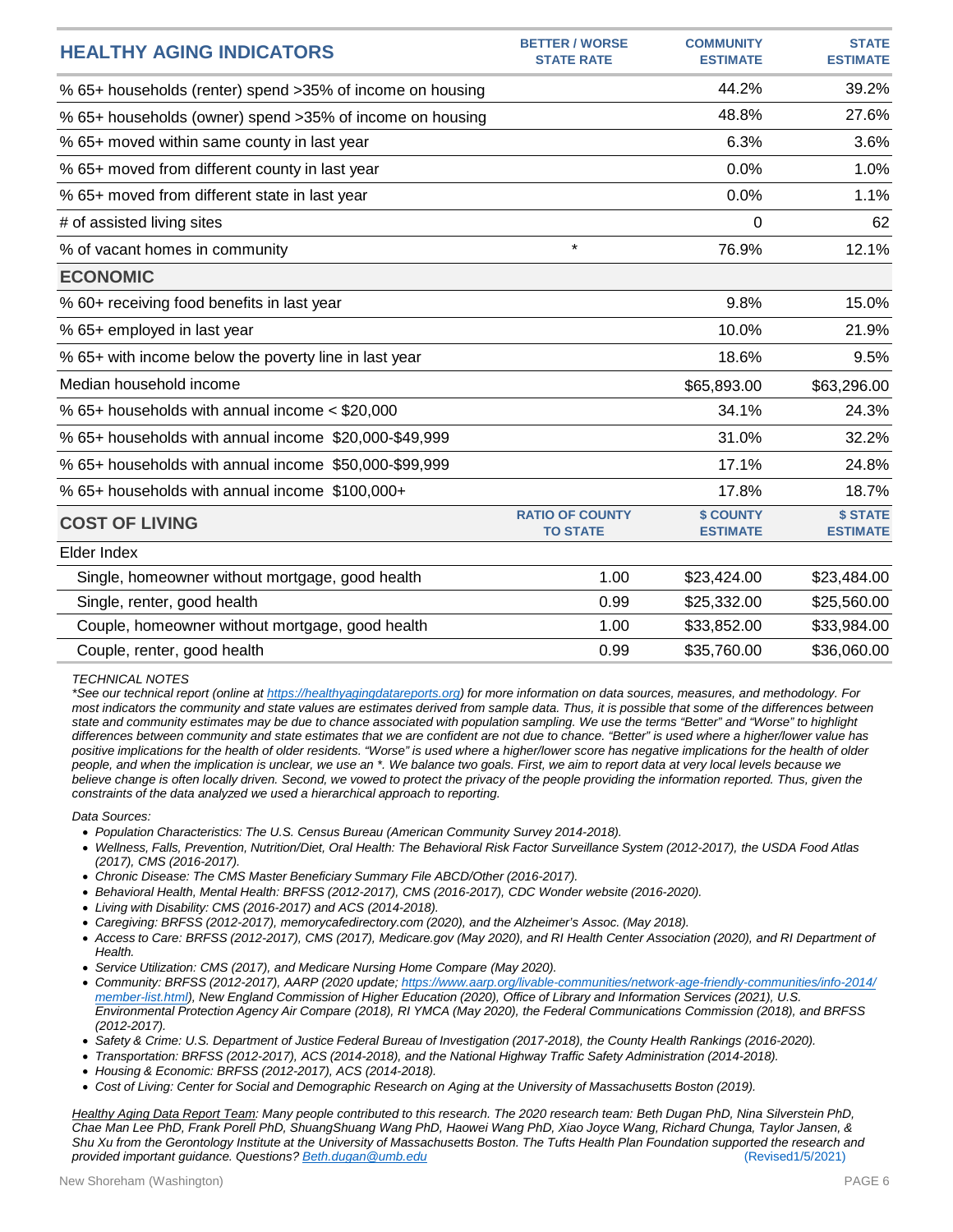| HEALTHY AGING INDICATORS | BETTER / WORSE STATE RATE | COMMUNITY ESTIMATE | STATE ESTIMATE |
|---|---|---|---|
| % 65+ households (renter) spend >35% of income on housing | | 44.2% | 39.2% |
| % 65+ households (owner) spend >35% of income on housing | | 48.8% | 27.6% |
| % 65+ moved within same county in last year | | 6.3% | 3.6% |
| % 65+ moved from different county in last year | | 0.0% | 1.0% |
| % 65+ moved from different state in last year | | 0.0% | 1.1% |
| # of assisted living sites | | 0 | 62 |
| % of vacant homes in community | * | 76.9% | 12.1% |
| **ECONOMIC** | | | |
| % 60+ receiving food benefits in last year | | 9.8% | 15.0% |
| % 65+ employed in last year | | 10.0% | 21.9% |
| % 65+ with income below the poverty line in last year | | 18.6% | 9.5% |
| Median household income | | $65,893.00 | $63,296.00 |
| % 65+ households with annual income < $20,000 | | 34.1% | 24.3% |
| % 65+ households with annual income $20,000-$49,999 | | 31.0% | 32.2% |
| % 65+ households with annual income $50,000-$99,999 | | 17.1% | 24.8% |
| % 65+ households with annual income $100,000+ | | 17.8% | 18.7% |
| **COST OF LIVING** | **RATIO OF COUNTY TO STATE** | **$ COUNTY ESTIMATE** | **$ STATE ESTIMATE** |
| Elder Index | | | |
| Single, homeowner without mortgage, good health | 1.00 | $23,424.00 | $23,484.00 |
| Single, renter, good health | 0.99 | $25,332.00 | $25,560.00 |
| Couple, homeowner without mortgage, good health | 1.00 | $33,852.00 | $33,984.00 |
| Couple, renter, good health | 0.99 | $35,760.00 | $36,060.00 |

*TECHNICAL NOTES*

*\*See our technical report (online at https://healthyagingdatareports.org) for more information on data sources, measures, and methodology. For most indicators the community and state values are estimates derived from sample data. Thus, it is possible that some of the differences between state and community estimates may be due to chance associated with population sampling. We use the terms "Better" and "Worse" to highlight differences between community and state estimates that we are confident are not due to chance. "Better" is used where a higher/lower value has positive implications for the health of older residents. "Worse" is used where a higher/lower score has negative implications for the health of older people, and when the implication is unclear, we use an \*. We balance two goals. First, we aim to report data at very local levels because we believe change is often locally driven. Second, we vowed to protect the privacy of the people providing the information reported. Thus, given the constraints of the data analyzed we used a hierarchical approach to reporting.*

*Data Sources:*

- *Population Characteristics: The U.S. Census Bureau (American Community Survey 2014-2018).*
- *Wellness, Falls, Prevention, Nutrition/Diet, Oral Health: The Behavioral Risk Factor Surveillance System (2012-2017), the USDA Food Atlas (2017), CMS (2016-2017).*
- *Chronic Disease: The CMS Master Beneficiary Summary File ABCD/Other (2016-2017).*
- *Behavioral Health, Mental Health: BRFSS (2012-2017), CMS (2016-2017), CDC Wonder website (2016-2020).*
- *Living with Disability: CMS (2016-2017) and ACS (2014-2018).*
- *Caregiving: BRFSS (2012-2017), memorycafedirectory.com (2020), and the Alzheimer's Assoc. (May 2018).*
- *Access to Care: BRFSS (2012-2017), CMS (2017), Medicare.gov (May 2020), and RI Health Center Association (2020), and RI Department of Health.*
- *Service Utilization: CMS (2017), and Medicare Nursing Home Compare (May 2020).*
- *Community: BRFSS (2012-2017), AARP (2020 update; https://www.aarp.org/livable-communities/network-age-friendly-communities/info-2014/member-list.html), New England Commission of Higher Education (2020), Office of Library and Information Services (2021), U.S. Environmental Protection Agency Air Compare (2018), RI YMCA (May 2020), the Federal Communications Commission (2018), and BRFSS (2012-2017).*
- *Safety & Crime: U.S. Department of Justice Federal Bureau of Investigation (2017-2018), the County Health Rankings (2016-2020).*
- *Transportation: BRFSS (2012-2017), ACS (2014-2018), and the National Highway Traffic Safety Administration (2014-2018).*
- *Housing & Economic: BRFSS (2012-2017), ACS (2014-2018).*
- *Cost of Living: Center for Social and Demographic Research on Aging at the University of Massachusetts Boston (2019).*

*Healthy Aging Data Report Team: Many people contributed to this research. The 2020 research team: Beth Dugan PhD, Nina Silverstein PhD, Chae Man Lee PhD, Frank Porell PhD, ShuangShuang Wang PhD, Haowei Wang PhD, Xiao Joyce Wang, Richard Chunga, Taylor Jansen, & Shu Xu from the Gerontology Institute at the University of Massachusetts Boston. The Tufts Health Plan Foundation supported the research and provided important guidance. Questions? Beth.dugan@umb.edu* (Revised1/5/2021)